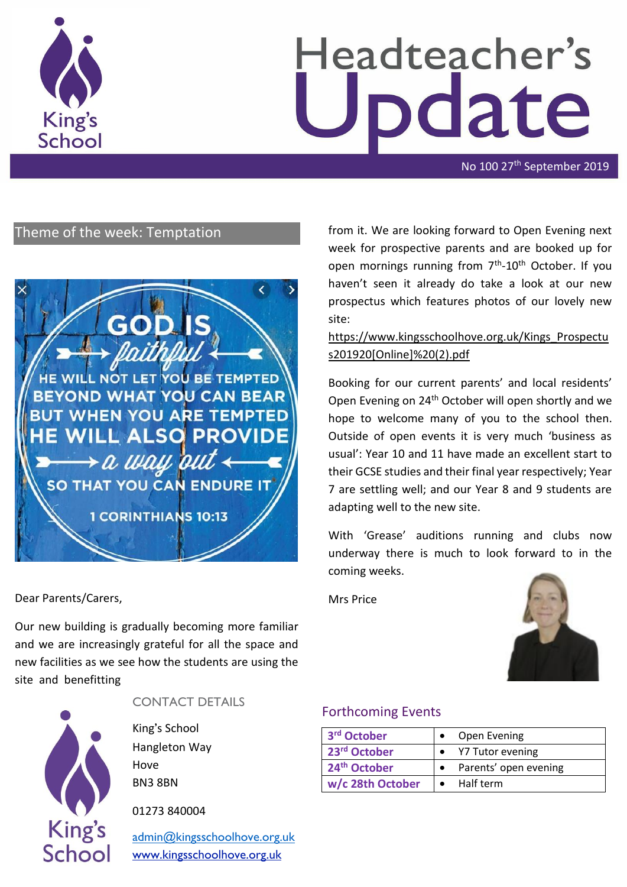# Headteacher's Update

No 100 27th September 2019

## Theme of the week: Temptation

GOD IS *faithful*

HE WILL NOT LET YOU BE TEMPTED BEYOND WHAT YOU CAN BEAR BUT WHEN YOU ARE TEMPTED HE WILL ALSO PROVIDE *a way out* SO THAT YOU CAN ENDURE IT

1 CORINTHIANS 10:13

Dear Parents/Carers,

Our new building is gradually becoming more familiar and we are increasingly grateful for all the space and new facilities as we see how the students are using the site and benefitting from it. We are looking forward to Open Evening next week for prospective parents and are booked up for open mornings running from 7th-10th October. If you haven't seen it already do take a look at our new prospectus which features photos of our lovely new site:

https://www.kingsschoolhove.org.uk/Kings_Prospectus201920[Online]%20(2).pdf

Booking for our current parents' and local residents' Open Evening on 24th October will open shortly and we hope to welcome many of you to the school then. Outside of open events it is very much 'business as usual': Year 10 and 11 have made an excellent start to their GCSE studies and their final year respectively; Year 7 are settling well; and our Year 8 and 9 students are adapting well to the new site.

With 'Grease' auditions running and clubs now underway there is much to look forward to in the coming weeks.

Mrs Price

## Forthcoming Events

| | |
|---|---|
| **3rd October** | • Open Evening |
| **23rd October** | • Y7 Tutor evening |
| **24th October** | • Parents' open evening |
| **w/c 28th October** | • Half term |

## CONTACT DETAILS

King's School
Hangleton Way
Hove
BN3 8BN

01273 840004

admin@kingsschoolhove.org.uk
www.kingsschoolhove.org.uk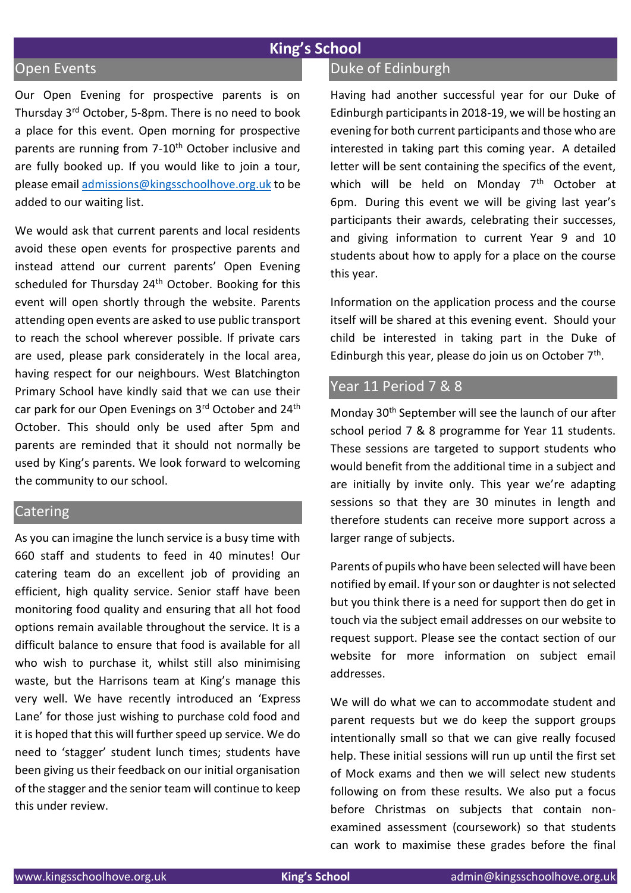# King's School

## Open Events

Our Open Evening for prospective parents is on Thursday 3rd October, 5-8pm. There is no need to book a place for this event. Open morning for prospective parents are running from 7-10th October inclusive and are fully booked up. If you would like to join a tour, please email admissions@kingsschoolhove.org.uk to be added to our waiting list.

We would ask that current parents and local residents avoid these open events for prospective parents and instead attend our current parents' Open Evening scheduled for Thursday 24th October. Booking for this event will open shortly through the website. Parents attending open events are asked to use public transport to reach the school wherever possible. If private cars are used, please park considerately in the local area, having respect for our neighbours. West Blatchington Primary School have kindly said that we can use their car park for our Open Evenings on 3rd October and 24th October. This should only be used after 5pm and parents are reminded that it should not normally be used by King's parents. We look forward to welcoming the community to our school.

## Catering

As you can imagine the lunch service is a busy time with 660 staff and students to feed in 40 minutes! Our catering team do an excellent job of providing an efficient, high quality service. Senior staff have been monitoring food quality and ensuring that all hot food options remain available throughout the service. It is a difficult balance to ensure that food is available for all who wish to purchase it, whilst still also minimising waste, but the Harrisons team at King's manage this very well. We have recently introduced an 'Express Lane' for those just wishing to purchase cold food and it is hoped that this will further speed up service. We do need to 'stagger' student lunch times; students have been giving us their feedback on our initial organisation of the stagger and the senior team will continue to keep this under review.

## Duke of Edinburgh

Having had another successful year for our Duke of Edinburgh participants in 2018-19, we will be hosting an evening for both current participants and those who are interested in taking part this coming year. A detailed letter will be sent containing the specifics of the event, which will be held on Monday 7th October at 6pm. During this event we will be giving last year's participants their awards, celebrating their successes, and giving information to current Year 9 and 10 students about how to apply for a place on the course this year.

Information on the application process and the course itself will be shared at this evening event. Should your child be interested in taking part in the Duke of Edinburgh this year, please do join us on October 7th.

## Year 11 Period 7 & 8

Monday 30th September will see the launch of our after school period 7 & 8 programme for Year 11 students. These sessions are targeted to support students who would benefit from the additional time in a subject and are initially by invite only. This year we're adapting sessions so that they are 30 minutes in length and therefore students can receive more support across a larger range of subjects.

Parents of pupils who have been selected will have been notified by email. If your son or daughter is not selected but you think there is a need for support then do get in touch via the subject email addresses on our website to request support. Please see the contact section of our website for more information on subject email addresses.

We will do what we can to accommodate student and parent requests but we do keep the support groups intentionally small so that we can give really focused help. These initial sessions will run up until the first set of Mock exams and then we will select new students following on from these results. We also put a focus before Christmas on subjects that contain non-examined assessment (coursework) so that students can work to maximise these grades before the final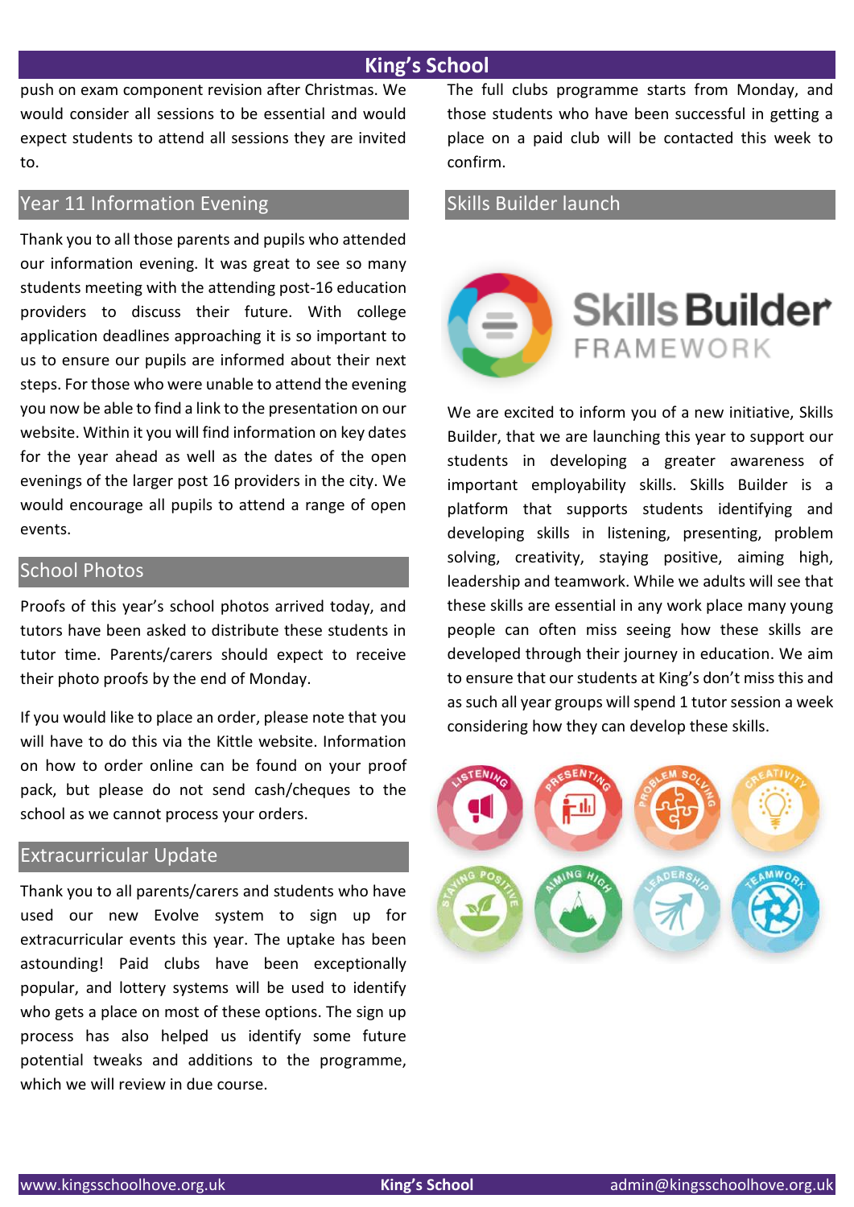push on exam component revision after Christmas. We would consider all sessions to be essential and would expect students to attend all sessions they are invited to.

## Year 11 Information Evening

Thank you to all those parents and pupils who attended our information evening. It was great to see so many students meeting with the attending post-16 education providers to discuss their future. With college application deadlines approaching it is so important to us to ensure our pupils are informed about their next steps. For those who were unable to attend the evening you now be able to find a link to the presentation on our website. Within it you will find information on key dates for the year ahead as well as the dates of the open evenings of the larger post 16 providers in the city. We would encourage all pupils to attend a range of open events.

## School Photos

Proofs of this year's school photos arrived today, and tutors have been asked to distribute these students in tutor time. Parents/carers should expect to receive their photo proofs by the end of Monday.

If you would like to place an order, please note that you will have to do this via the Kittle website. Information on how to order online can be found on your proof pack, but please do not send cash/cheques to the school as we cannot process your orders.

## Extracurricular Update

Thank you to all parents/carers and students who have used our new Evolve system to sign up for extracurricular events this year. The uptake has been astounding! Paid clubs have been exceptionally popular, and lottery systems will be used to identify who gets a place on most of these options. The sign up process has also helped us identify some future potential tweaks and additions to the programme, which we will review in due course.

The full clubs programme starts from Monday, and those students who have been successful in getting a place on a paid club will be contacted this week to confirm.

## Skills Builder launch

We are excited to inform you of a new initiative, Skills Builder, that we are launching this year to support our students in developing a greater awareness of important employability skills. Skills Builder is a platform that supports students identifying and developing skills in listening, presenting, problem solving, creativity, staying positive, aiming high, leadership and teamwork. While we adults will see that these skills are essential in any work place many young people can often miss seeing how these skills are developed through their journey in education. We aim to ensure that our students at King's don't miss this and as such all year groups will spend 1 tutor session a week considering how they can develop these skills.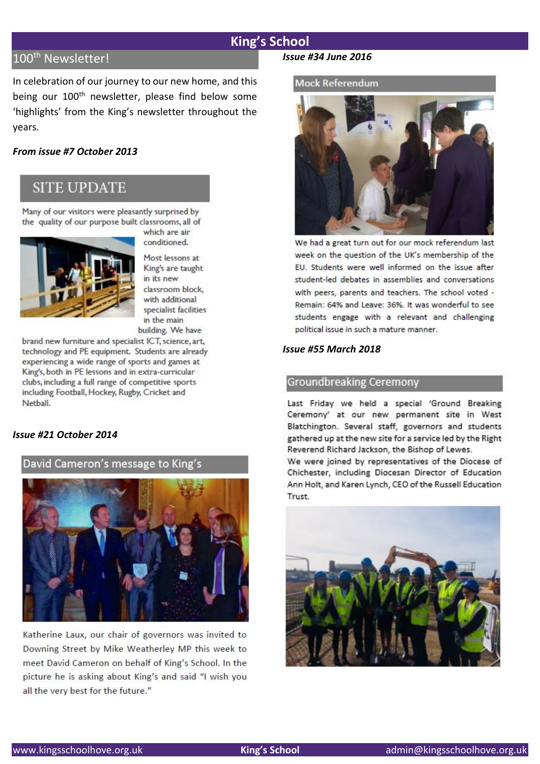# King's School

## 100th Newsletter!

In celebration of our journey to our new home, and this being our 100th newsletter, please find below some 'highlights' from the King's newsletter throughout the years.

***From issue #7 October 2013***

### SITE UPDATE

Many of our visitors were pleasantly surprised by the quality of our purpose built classrooms, all of which are air conditioned.

Most lessons at King's are taught in its new classroom block, with additional specialist facilities in the main building. We have brand new furniture and specialist ICT, science, art, technology and PE equipment. Students are already experiencing a wide range of sports and games at King's, both in PE lessons and in extra-curricular clubs, including a full range of competitive sports including Football, Hockey, Rugby, Cricket and Netball.

***Issue #21 October 2014***

### David Cameron's message to King's

Katherine Laux, our chair of governors was invited to Downing Street by Mike Weatherley MP this week to meet David Cameron on behalf of King's School. In the picture he is asking about King's and said "I wish you all the very best for the future."

***Issue #34 June 2016***

### Mock Referendum

We had a great turn out for our mock referendum last week on the question of the UK's membership of the EU. Students were well informed on the issue after student-led debates in assemblies and conversations with peers, parents and teachers. The school voted - Remain: 64% and Leave: 36%. It was wonderful to see students engage with a relevant and challenging political issue in such a mature manner.

***Issue #55 March 2018***

### Groundbreaking Ceremony

Last Friday we held a special 'Ground Breaking Ceremony' at our new permanent site in West Blatchington. Several staff, governors and students gathered up at the new site for a service led by the Right Reverend Richard Jackson, the Bishop of Lewes.

We were joined by representatives of the Diocese of Chichester, including Diocesan Director of Education Ann Holt, and Karen Lynch, CEO of the Russell Education Trust.